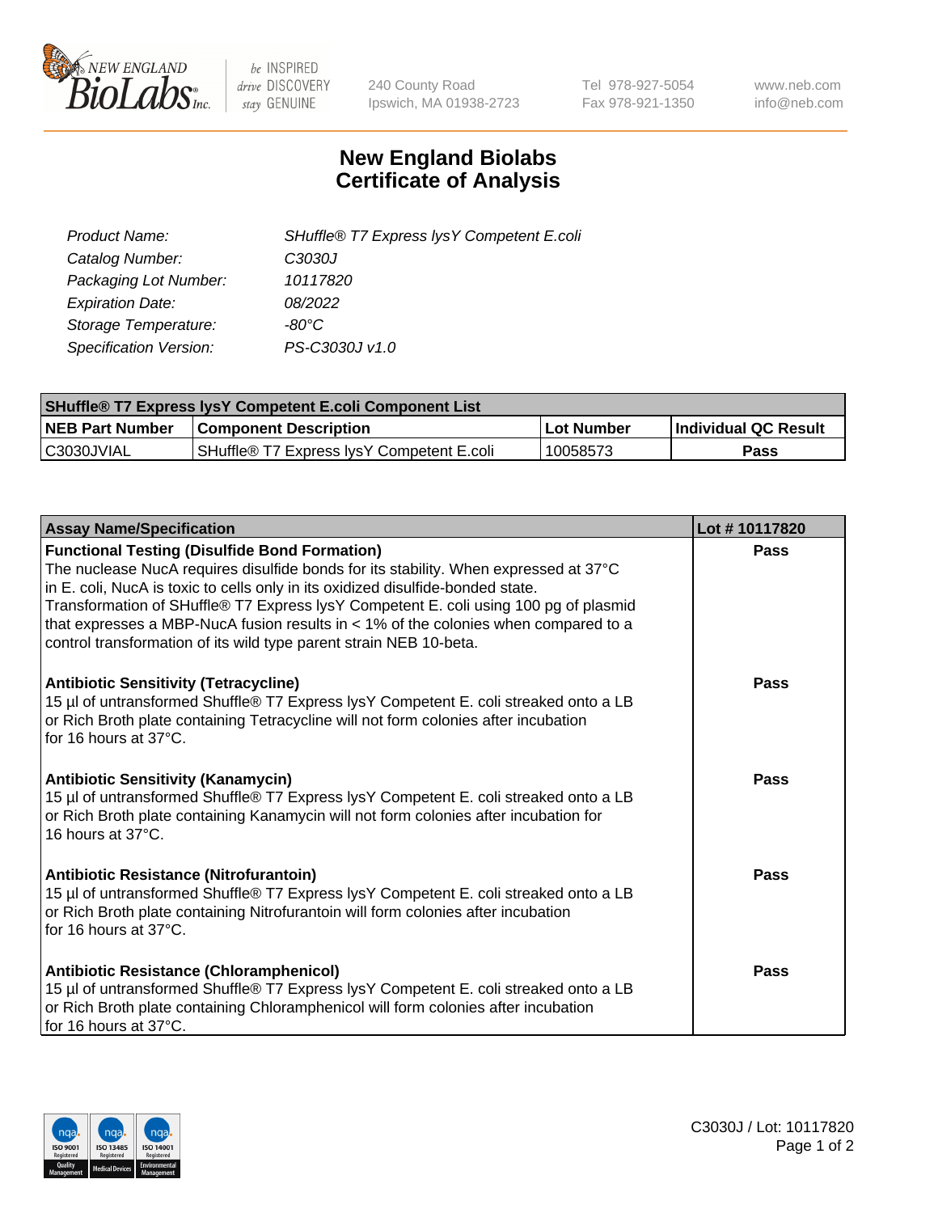New England BioLabs Inc. — be INSPIRED drive DISCOVERY stay GENUINE

240 County Road
Ipswich, MA 01938-2723

Tel 978-927-5054
Fax 978-921-1350

www.neb.com
info@neb.com

# New England Biolabs
# Certificate of Analysis

| | |
|---|---|
| *Product Name:* | *SHuffle® T7 Express lysY Competent E.coli* |
| *Catalog Number:* | *C3030J* |
| *Packaging Lot Number:* | *10117820* |
| *Expiration Date:* | *08/2022* |
| *Storage Temperature:* | *-80°C* |
| *Specification Version:* | *PS-C3030J v1.0* |

| **SHuffle® T7 Express lysY Competent E.coli Component List** | | | |
|---|---|---|---|
| **NEB Part Number** | **Component Description** | **Lot Number** | **Individual QC Result** |
| C3030JVIAL | SHuffle® T7 Express lysY Competent E.coli | 10058573 | **Pass** |

| **Assay Name/Specification** | **Lot # 10117820** |
|---|---|
| **Functional Testing (Disulfide Bond Formation)**<br>The nuclease NucA requires disulfide bonds for its stability. When expressed at 37°C in E. coli, NucA is toxic to cells only in its oxidized disulfide-bonded state. Transformation of SHuffle® T7 Express lysY Competent E. coli using 100 pg of plasmid that expresses a MBP-NucA fusion results in < 1% of the colonies when compared to a control transformation of its wild type parent strain NEB 10-beta. | **Pass** |
| **Antibiotic Sensitivity (Tetracycline)**<br>15 µl of untransformed Shuffle® T7 Express lysY Competent E. coli streaked onto a LB or Rich Broth plate containing Tetracycline will not form colonies after incubation for 16 hours at 37°C. | **Pass** |
| **Antibiotic Sensitivity (Kanamycin)**<br>15 µl of untransformed Shuffle® T7 Express lysY Competent E. coli streaked onto a LB or Rich Broth plate containing Kanamycin will not form colonies after incubation for 16 hours at 37°C. | **Pass** |
| **Antibiotic Resistance (Nitrofurantoin)**<br>15 µl of untransformed Shuffle® T7 Express lysY Competent E. coli streaked onto a LB or Rich Broth plate containing Nitrofurantoin will form colonies after incubation for 16 hours at 37°C. | **Pass** |
| **Antibiotic Resistance (Chloramphenicol)**<br>15 µl of untransformed Shuffle® T7 Express lysY Competent E. coli streaked onto a LB or Rich Broth plate containing Chloramphenicol will form colonies after incubation for 16 hours at 37°C. | **Pass** |

C3030J / Lot: 10117820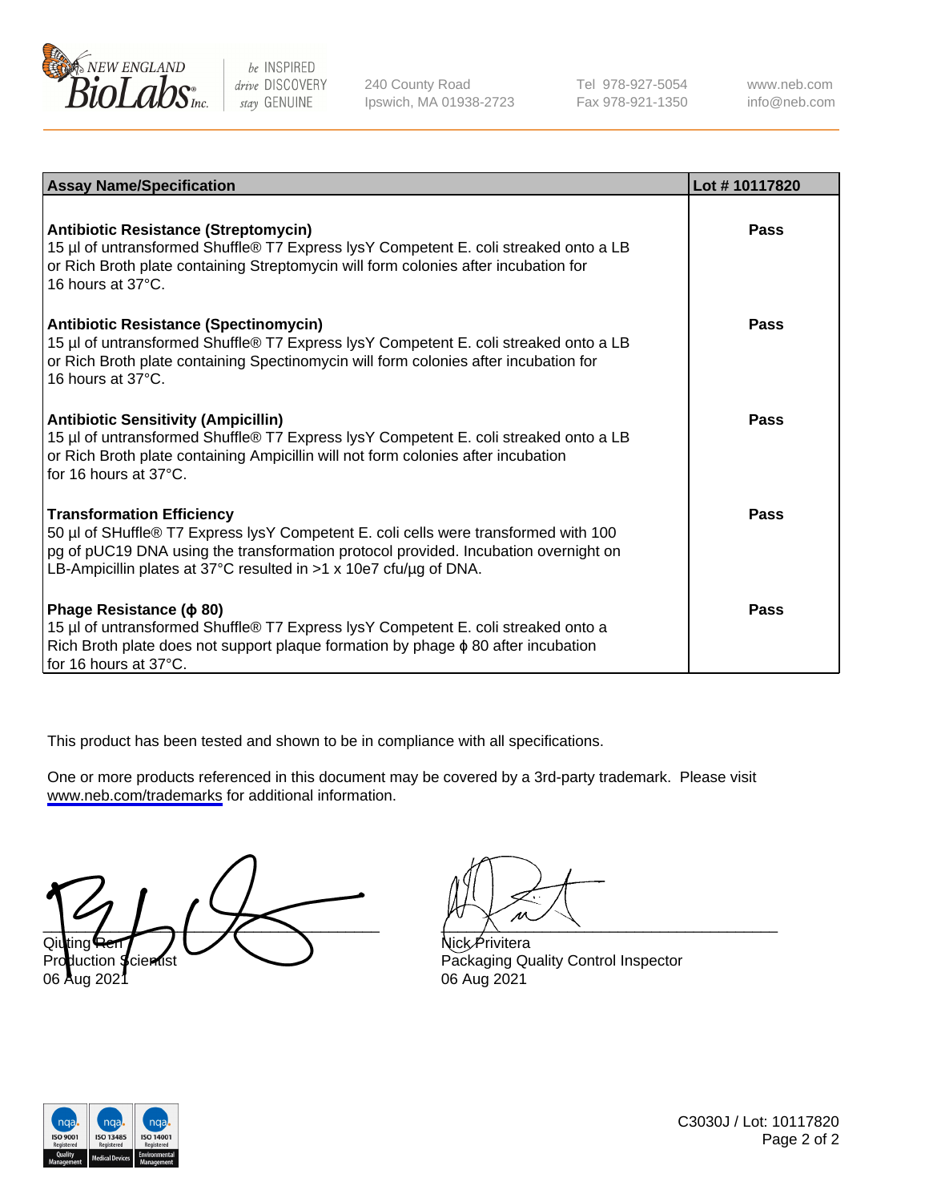New England BioLabs Inc. — be INSPIRED drive DISCOVERY stay GENUINE

240 County Road
Ipswich, MA 01938-2723

Tel 978-927-5054
Fax 978-921-1350

www.neb.com
info@neb.com

| Assay Name/Specification | Lot # 10117820 |
|---|---|
| **Antibiotic Resistance (Streptomycin)**<br>15 µl of untransformed Shuffle® T7 Express lysY Competent E. coli streaked onto a LB or Rich Broth plate containing Streptomycin will form colonies after incubation for 16 hours at 37°C. | Pass |
| **Antibiotic Resistance (Spectinomycin)**<br>15 µl of untransformed Shuffle® T7 Express lysY Competent E. coli streaked onto a LB or Rich Broth plate containing Spectinomycin will form colonies after incubation for 16 hours at 37°C. | Pass |
| **Antibiotic Sensitivity (Ampicillin)**<br>15 µl of untransformed Shuffle® T7 Express lysY Competent E. coli streaked onto a LB or Rich Broth plate containing Ampicillin will not form colonies after incubation for 16 hours at 37°C. | Pass |
| **Transformation Efficiency**<br>50 µl of SHuffle® T7 Express lysY Competent E. coli cells were transformed with 100 pg of pUC19 DNA using the transformation protocol provided. Incubation overnight on LB-Ampicillin plates at 37°C resulted in >1 x 10e7 cfu/µg of DNA. | Pass |
| **Phage Resistance (ϕ 80)**<br>15 µl of untransformed Shuffle® T7 Express lysY Competent E. coli streaked onto a Rich Broth plate does not support plaque formation by phage ϕ 80 after incubation for 16 hours at 37°C. | Pass |

This product has been tested and shown to be in compliance with all specifications.

One or more products referenced in this document may be covered by a 3rd-party trademark. Please visit www.neb.com/trademarks for additional information.

Qiuting Ren
Production Scientist
06 Aug 2021

Nick Privitera
Packaging Quality Control Inspector
06 Aug 2021

C3030J / Lot: 10117820